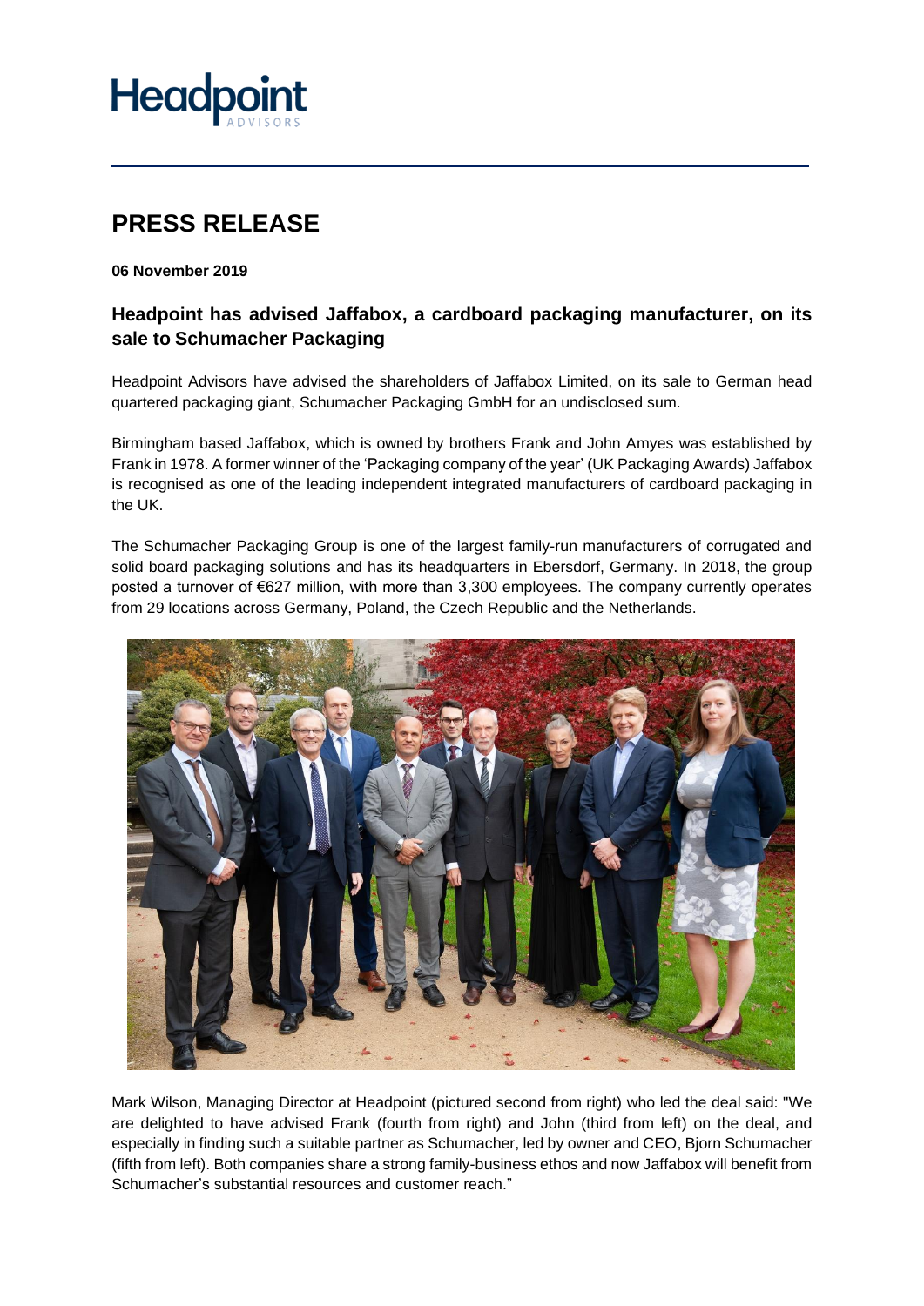Headpoint
ADVISORS

# PRESS RELEASE

**06 November 2019**

## Headpoint has advised Jaffabox, a cardboard packaging manufacturer, on its sale to Schumacher Packaging

Headpoint Advisors have advised the shareholders of Jaffabox Limited, on its sale to German head quartered packaging giant, Schumacher Packaging GmbH for an undisclosed sum.

Birmingham based Jaffabox, which is owned by brothers Frank and John Amyes was established by Frank in 1978. A former winner of the 'Packaging company of the year' (UK Packaging Awards) Jaffabox is recognised as one of the leading independent integrated manufacturers of cardboard packaging in the UK.

The Schumacher Packaging Group is one of the largest family-run manufacturers of corrugated and solid board packaging solutions and has its headquarters in Ebersdorf, Germany. In 2018, the group posted a turnover of €627 million, with more than 3,300 employees. The company currently operates from 29 locations across Germany, Poland, the Czech Republic and the Netherlands.

Mark Wilson, Managing Director at Headpoint (pictured second from right) who led the deal said: "We are delighted to have advised Frank (fourth from right) and John (third from left) on the deal, and especially in finding such a suitable partner as Schumacher, led by owner and CEO, Bjorn Schumacher (fifth from left). Both companies share a strong family-business ethos and now Jaffabox will benefit from Schumacher's substantial resources and customer reach."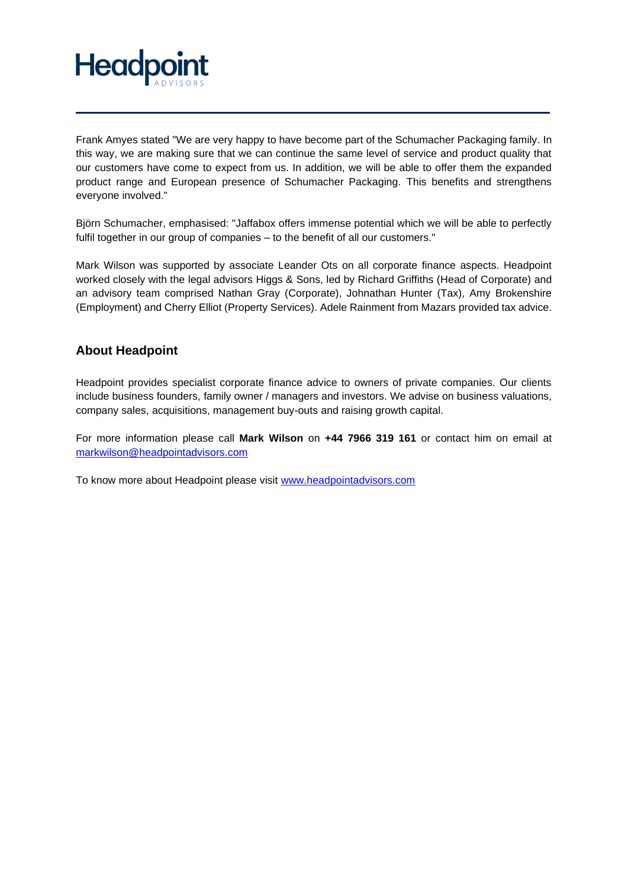Frank Amyes stated "We are very happy to have become part of the Schumacher Packaging family. In this way, we are making sure that we can continue the same level of service and product quality that our customers have come to expect from us. In addition, we will be able to offer them the expanded product range and European presence of Schumacher Packaging. This benefits and strengthens everyone involved."

Björn Schumacher, emphasised: "Jaffabox offers immense potential which we will be able to perfectly fulfil together in our group of companies – to the benefit of all our customers."

Mark Wilson was supported by associate Leander Ots on all corporate finance aspects. Headpoint worked closely with the legal advisors Higgs & Sons, led by Richard Griffiths (Head of Corporate) and an advisory team comprised Nathan Gray (Corporate), Johnathan Hunter (Tax), Amy Brokenshire (Employment) and Cherry Elliot (Property Services). Adele Rainment from Mazars provided tax advice.

## About Headpoint

Headpoint provides specialist corporate finance advice to owners of private companies. Our clients include business founders, family owner / managers and investors. We advise on business valuations, company sales, acquisitions, management buy-outs and raising growth capital.

For more information please call **Mark Wilson** on **+44 7966 319 161** or contact him on email at markwilson@headpointadvisors.com

To know more about Headpoint please visit www.headpointadvisors.com